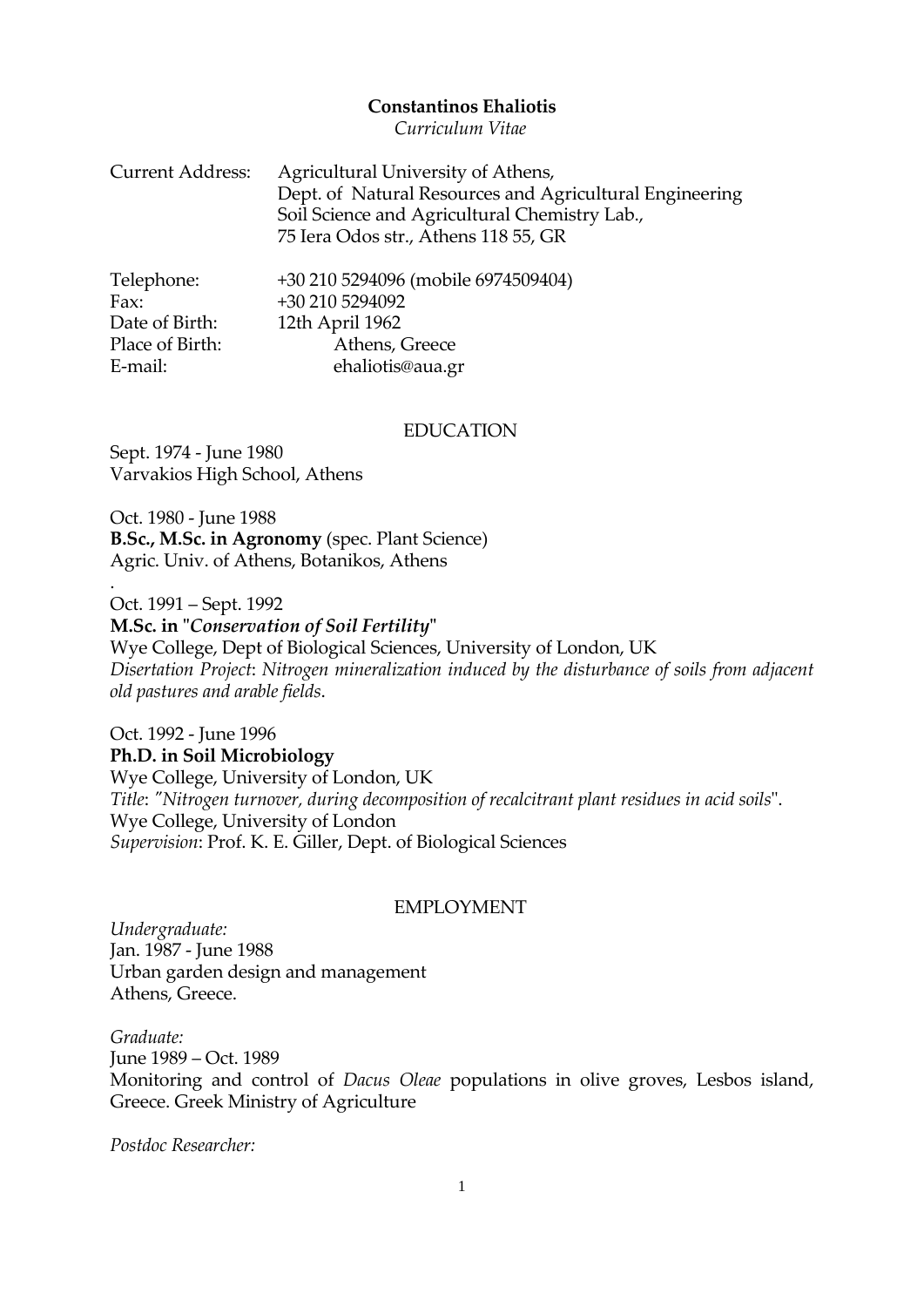# Constantinos Ehaliotis

*Curriculum Vitae*

| | |
|---|---|
| Current Address: | Agricultural University of Athens,<br>Dept. of Natural Resources and Agricultural Engineering<br>Soil Science and Agricultural Chemistry Lab.,<br>75 Iera Odos str., Athens 118 55, GR |
| Telephone: | +30 210 5294096 (mobile 6974509404) |
| Fax: | +30 210 5294092 |
| Date of Birth: | 12th April 1962 |
| Place of Birth: | Athens, Greece |
| E-mail: | ehaliotis@aua.gr |

## EDUCATION

Sept. 1974 - June 1980
Varvakios High School, Athens

Oct. 1980 - June 1988
**B.Sc., M.Sc. in Agronomy** (spec. Plant Science)
Agric. Univ. of Athens, Botanikos, Athens

.
Oct. 1991 – Sept. 1992
**M.Sc. in "*Conservation of Soil Fertility*"**
Wye College, Dept of Biological Sciences, University of London, UK
*Disertation Project*: *Nitrogen mineralization induced by the disturbance of soils from adjacent old pastures and arable fields*.

Oct. 1992 - June 1996
**Ph.D. in Soil Microbiology**
Wye College, University of London, UK
*Title*: *"Nitrogen turnover, during decomposition of recalcitrant plant residues in acid soils"*.
Wye College, University of London
*Supervision*: Prof. K. E. Giller, Dept. of Biological Sciences

## EMPLOYMENT

*Undergraduate:*
Jan. 1987 - June 1988
Urban garden design and management
Athens, Greece.

*Graduate:*
June 1989 – Oct. 1989
Monitoring and control of *Dacus Oleae* populations in olive groves, Lesbos island, Greece. Greek Ministry of Agriculture

*Postdoc Researcher:*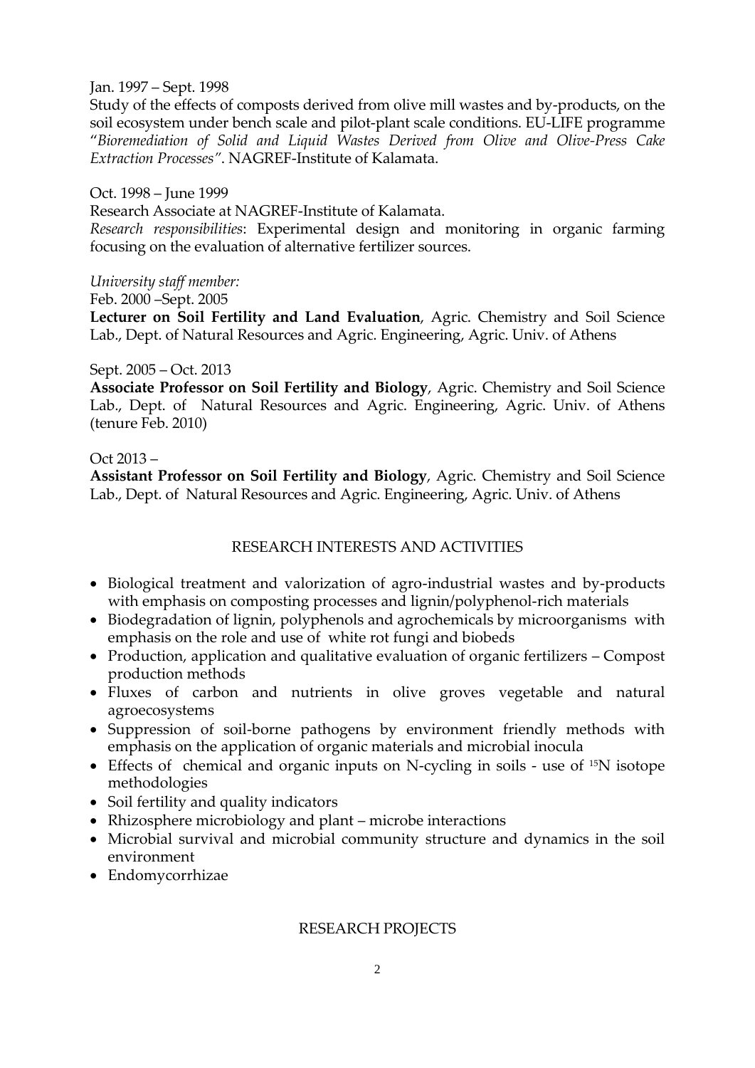Jan. 1997 – Sept. 1998

Study of the effects of composts derived from olive mill wastes and by-products, on the soil ecosystem under bench scale and pilot-plant scale conditions. EU-LIFE programme "*Bioremediation of Solid and Liquid Wastes Derived from Olive and Olive-Press Cake Extraction Processes"*. NAGREF-Institute of Kalamata.

Oct. 1998 – June 1999

Research Associate at NAGREF-Institute of Kalamata.

*Research responsibilities*: Experimental design and monitoring in organic farming focusing on the evaluation of alternative fertilizer sources.

*University staff member:*

Feb. 2000 –Sept. 2005

**Lecturer on Soil Fertility and Land Evaluation**, Agric. Chemistry and Soil Science Lab., Dept. of Natural Resources and Agric. Engineering, Agric. Univ. of Athens

Sept. 2005 – Oct. 2013

**Associate Professor on Soil Fertility and Biology**, Agric. Chemistry and Soil Science Lab., Dept. of Natural Resources and Agric. Engineering, Agric. Univ. of Athens (tenure Feb. 2010)

Oct 2013 –

**Assistant Professor on Soil Fertility and Biology**, Agric. Chemistry and Soil Science Lab., Dept. of Natural Resources and Agric. Engineering, Agric. Univ. of Athens

## RESEARCH INTERESTS AND ACTIVITIES

- Biological treatment and valorization of agro-industrial wastes and by-products with emphasis on composting processes and lignin/polyphenol-rich materials
- Biodegradation of lignin, polyphenols and agrochemicals by microorganisms with emphasis on the role and use of white rot fungi and biobeds
- Production, application and qualitative evaluation of organic fertilizers – Compost production methods
- Fluxes of carbon and nutrients in olive groves vegetable and natural agroecosystems
- Suppression of soil-borne pathogens by environment friendly methods with emphasis on the application of organic materials and microbial inocula
- Effects of chemical and organic inputs on N-cycling in soils - use of $^{15}N$ isotope methodologies
- Soil fertility and quality indicators
- Rhizosphere microbiology and plant – microbe interactions
- Microbial survival and microbial community structure and dynamics in the soil environment
- Endomycorrhizae

## RESEARCH PROJECTS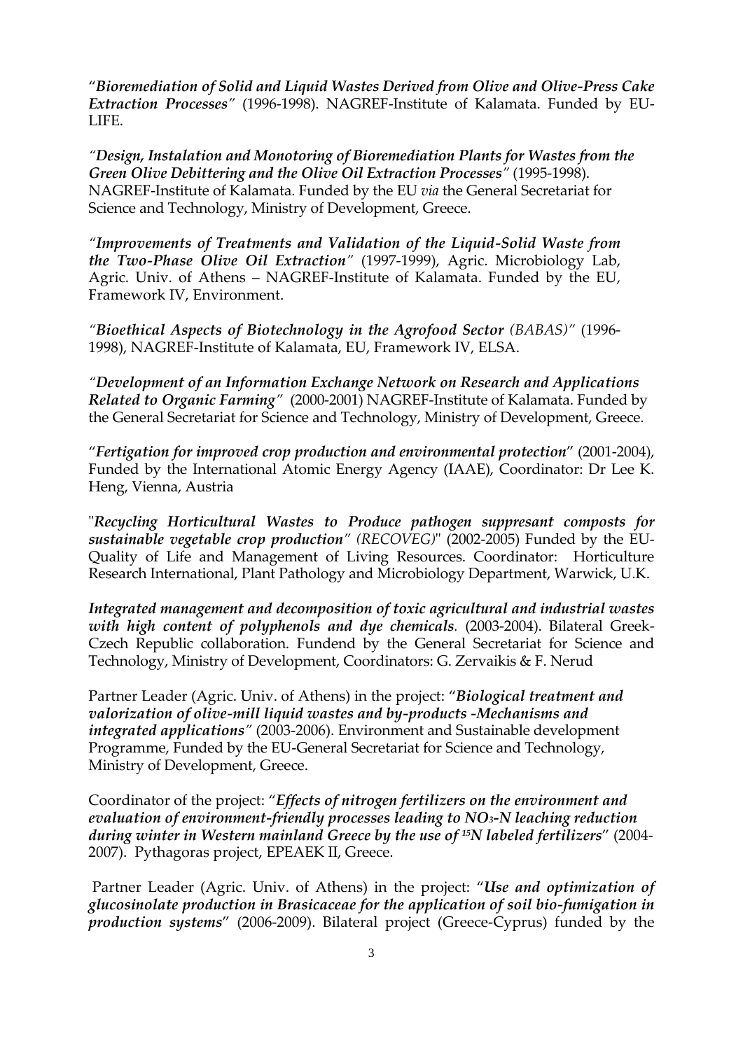"***Bioremediation of Solid and Liquid Wastes Derived from Olive and Olive-Press Cake Extraction Processes***" (1996-1998). NAGREF-Institute of Kalamata. Funded by EU-LIFE.

*"**Design, Instalation and Monotoring of Bioremediation Plants for Wastes from the Green Olive Debittering and the Olive Oil Extraction Processes**"* (1995-1998). NAGREF-Institute of Kalamata. Funded by the EU *via* the General Secretariat for Science and Technology, Ministry of Development, Greece.

*"**Improvements of Treatments and Validation of the Liquid-Solid Waste from the Two-Phase Olive Oil Extraction**"* (1997-1999), Agric. Microbiology Lab, Agric. Univ. of Athens – NAGREF-Institute of Kalamata. Funded by the EU, Framework IV, Environment.

*"**Bioethical Aspects of Biotechnology in the Agrofood Sector** (BABAS)"* (1996-1998), NAGREF-Institute of Kalamata, EU, Framework IV, ELSA.

*"**Development of an Information Exchange Network on Research and Applications Related to Organic Farming**"* (2000-2001) NAGREF-Institute of Kalamata. Funded by the General Secretariat for Science and Technology, Ministry of Development, Greece.

"***Fertigation for improved crop production and environmental protection***" (2001-2004), Funded by the International Atomic Energy Agency (IAAE), Coordinator: Dr Lee K. Heng, Vienna, Austria

"***Recycling Horticultural Wastes to Produce pathogen suppresant composts for sustainable vegetable crop production" (RECOVEG)***" (2002-2005) Funded by the EU-Quality of Life and Management of Living Resources. Coordinator: Horticulture Research International, Plant Pathology and Microbiology Department, Warwick, U.K.

***Integrated management and decomposition of toxic agricultural and industrial wastes with high content of polyphenols and dye chemicals***. (2003-2004). Bilateral Greek-Czech Republic collaboration. Fundend by the General Secretariat for Science and Technology, Ministry of Development, Coordinators: G. Zervaikis & F. Nerud

Partner Leader (Agric. Univ. of Athens) in the project: "***Biological treatment and valorization of olive-mill liquid wastes and by-products -Mechanisms and integrated applications***" (2003-2006). Environment and Sustainable development Programme, Funded by the EU-General Secretariat for Science and Technology, Ministry of Development, Greece.

Coordinator of the project: "***Effects of nitrogen fertilizers on the environment and evaluation of environment-friendly processes leading to $NO_3$-N leaching reduction during winter in Western mainland Greece by the use of $^{15}N$ labeled fertilizers***" (2004-2007). Pythagoras project, EPEAEK II, Greece.

Partner Leader (Agric. Univ. of Athens) in the project: "***Use and optimization of glucosinolate production in Brasicaceae for the application of soil bio-fumigation in production systems***" (2006-2009). Bilateral project (Greece-Cyprus) funded by the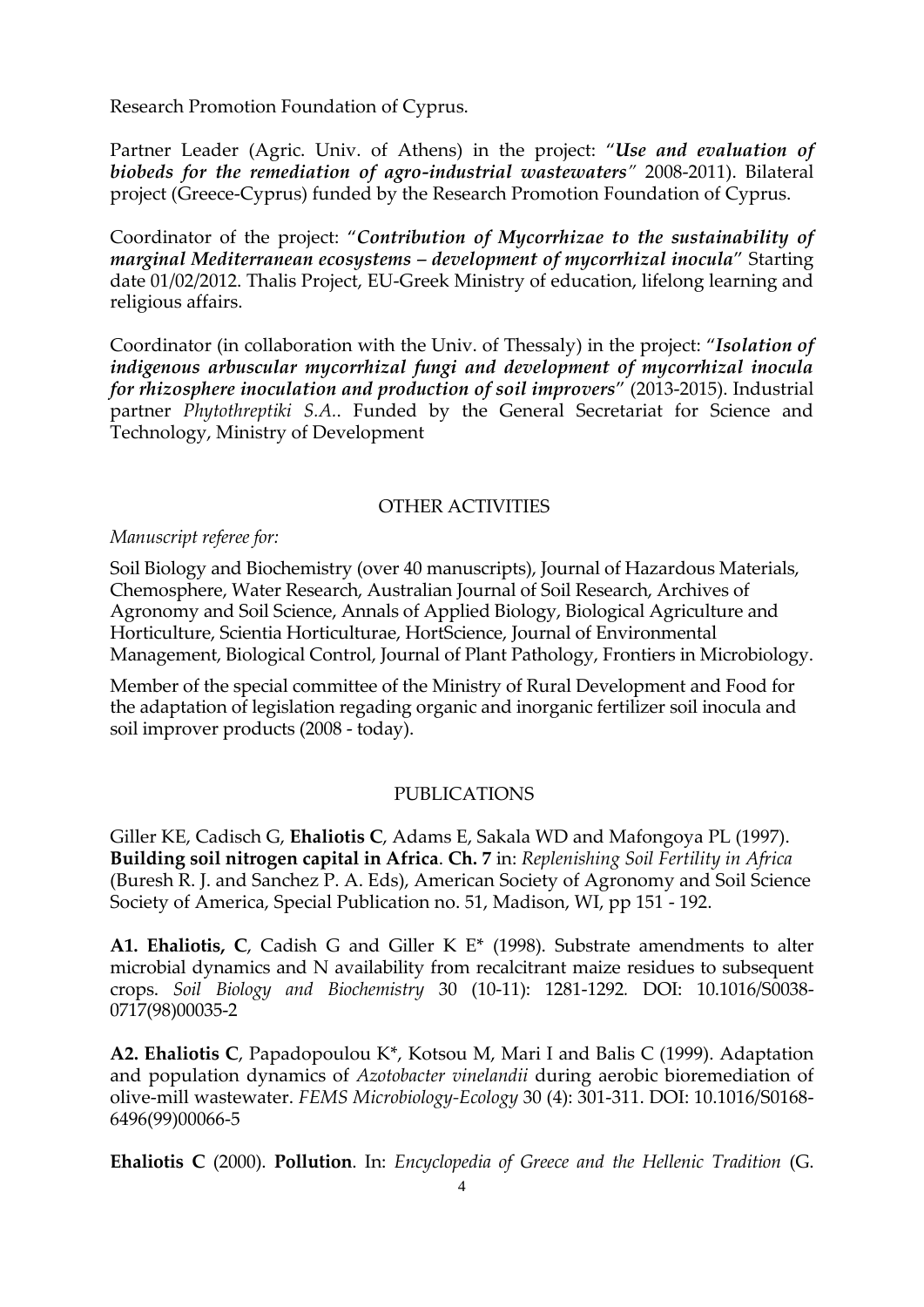Research Promotion Foundation of Cyprus.

Partner Leader (Agric. Univ. of Athens) in the project: "***Use and evaluation of biobeds for the remediation of agro-industrial wastewaters***" 2008-2011). Bilateral project (Greece-Cyprus) funded by the Research Promotion Foundation of Cyprus.

Coordinator of the project: "***Contribution of Mycorrhizae to the sustainability of marginal Mediterranean ecosystems – development of mycorrhizal inocula***" Starting date 01/02/2012. Thalis Project, EU-Greek Ministry of education, lifelong learning and religious affairs.

Coordinator (in collaboration with the Univ. of Thessaly) in the project: "***Isolation of indigenous arbuscular mycorrhizal fungi and development of mycorrhizal inocula for rhizosphere inoculation and production of soil improvers***" (2013-2015). Industrial partner *Phytothreptiki S.A.*. Funded by the General Secretariat for Science and Technology, Ministry of Development

## OTHER ACTIVITIES

*Manuscript referee for:*

Soil Biology and Biochemistry (over 40 manuscripts), Journal of Hazardous Materials, Chemosphere, Water Research, Australian Journal of Soil Research, Archives of Agronomy and Soil Science, Annals of Applied Biology, Biological Agriculture and Horticulture, Scientia Horticulturae, HortScience, Journal of Environmental Management, Biological Control, Journal of Plant Pathology, Frontiers in Microbiology.

Member of the special committee of the Ministry of Rural Development and Food for the adaptation of legislation regading organic and inorganic fertilizer soil inocula and soil improver products (2008 - today).

## PUBLICATIONS

Giller KE, Cadisch G, **Ehaliotis C**, Adams E, Sakala WD and Mafongoya PL (1997). **Building soil nitrogen capital in Africa**. **Ch. 7** in: *Replenishing Soil Fertility in Africa* (Buresh R. J. and Sanchez P. A. Eds), American Society of Agronomy and Soil Science Society of America, Special Publication no. 51, Madison, WI, pp 151 - 192.

**A1. Ehaliotis, C**, Cadish G and Giller K E* (1998). Substrate amendments to alter microbial dynamics and N availability from recalcitrant maize residues to subsequent crops. *Soil Biology and Biochemistry* 30 (10-11): 1281-1292. DOI: 10.1016/S0038-0717(98)00035-2

**A2. Ehaliotis C**, Papadopoulou K*, Kotsou M, Mari I and Balis C (1999). Adaptation and population dynamics of *Azotobacter vinelandii* during aerobic bioremediation of olive-mill wastewater. *FEMS Microbiology-Ecology* 30 (4): 301-311. DOI: 10.1016/S0168-6496(99)00066-5

**Ehaliotis C** (2000). **Pollution**. In: *Encyclopedia of Greece and the Hellenic Tradition* (G.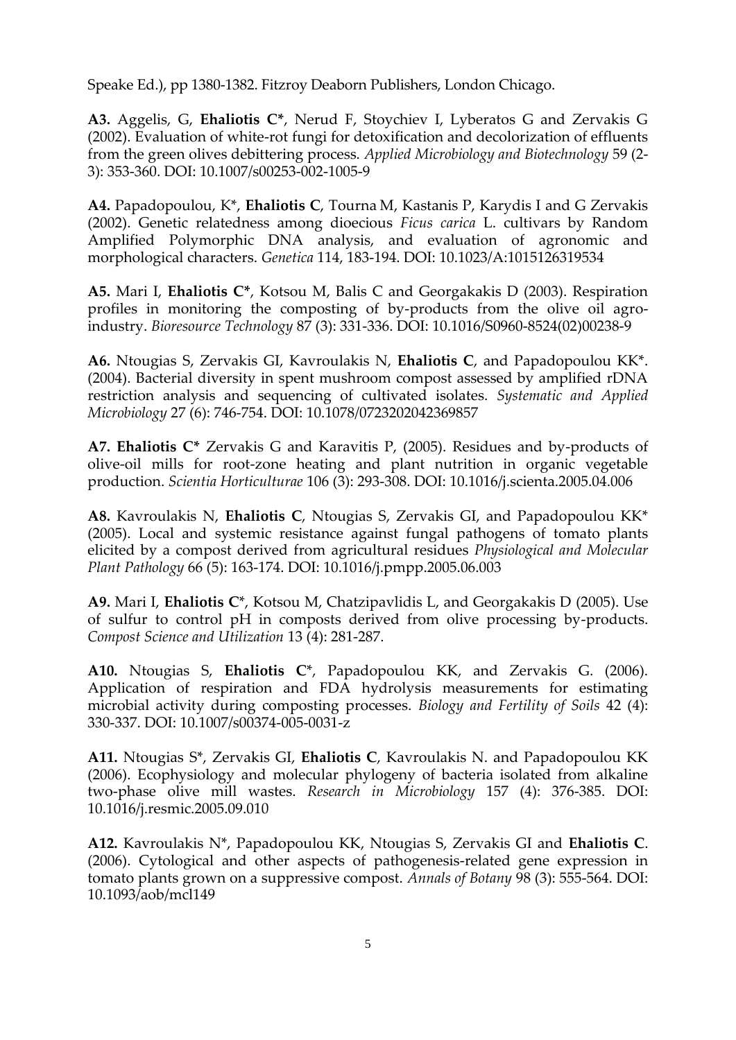Speake Ed.), pp 1380-1382. Fitzroy Deaborn Publishers, London Chicago.

**A3.** Aggelis, G, **Ehaliotis C***, Nerud F, Stoychiev I, Lyberatos G and Zervakis G (2002). Evaluation of white-rot fungi for detoxification and decolorization of effluents from the green olives debittering process. *Applied Microbiology and Biotechnology* 59 (2-3): 353-360. DOI: 10.1007/s00253-002-1005-9

**A4.** Papadopoulou, K*, **Ehaliotis C**, Tourna M, Kastanis P, Karydis I and G Zervakis (2002). Genetic relatedness among dioecious *Ficus carica* L. cultivars by Random Amplified Polymorphic DNA analysis, and evaluation of agronomic and morphological characters. *Genetica* 114, 183-194. DOI: 10.1023/A:1015126319534

**A5.** Mari I, **Ehaliotis C***, Kotsou M, Balis C and Georgakakis D (2003). Respiration profiles in monitoring the composting of by-products from the olive oil agro-industry. *Bioresource Technology* 87 (3): 331-336. DOI: 10.1016/S0960-8524(02)00238-9

**A6.** Ntougias S, Zervakis GI, Kavroulakis N, **Ehaliotis C**, and Papadopoulou KK*. (2004). Bacterial diversity in spent mushroom compost assessed by amplified rDNA restriction analysis and sequencing of cultivated isolates. *Systematic and Applied Microbiology* 27 (6): 746-754. DOI: 10.1078/0723202042369857

**A7. Ehaliotis C*** Zervakis G and Karavitis P, (2005). Residues and by-products of olive-oil mills for root-zone heating and plant nutrition in organic vegetable production. *Scientia Horticulturae* 106 (3): 293-308. DOI: 10.1016/j.scienta.2005.04.006

**A8.** Kavroulakis N, **Ehaliotis C**, Ntougias S, Zervakis GI, and Papadopoulou KK* (2005). Local and systemic resistance against fungal pathogens of tomato plants elicited by a compost derived from agricultural residues *Physiological and Molecular Plant Pathology* 66 (5): 163-174. DOI: 10.1016/j.pmpp.2005.06.003

**A9.** Mari I, **Ehaliotis C***, Kotsou M, Chatzipavlidis L, and Georgakakis D (2005). Use of sulfur to control pH in composts derived from olive processing by-products. *Compost Science and Utilization* 13 (4): 281-287.

**A10.** Ntougias S, **Ehaliotis C***, Papadopoulou KK, and Zervakis G. (2006). Application of respiration and FDA hydrolysis measurements for estimating microbial activity during composting processes. *Biology and Fertility of Soils* 42 (4): 330-337. DOI: 10.1007/s00374-005-0031-z

**A11.** Ntougias S*, Zervakis GI, **Ehaliotis C**, Kavroulakis N. and Papadopoulou KK (2006). Ecophysiology and molecular phylogeny of bacteria isolated from alkaline two-phase olive mill wastes. *Research in Microbiology* 157 (4): 376-385. DOI: 10.1016/j.resmic.2005.09.010

**A12.** Kavroulakis N*, Papadopoulou KK, Ntougias S, Zervakis GI and **Ehaliotis C**. (2006). Cytological and other aspects of pathogenesis-related gene expression in tomato plants grown on a suppressive compost. *Annals of Botany* 98 (3): 555-564. DOI: 10.1093/aob/mcl149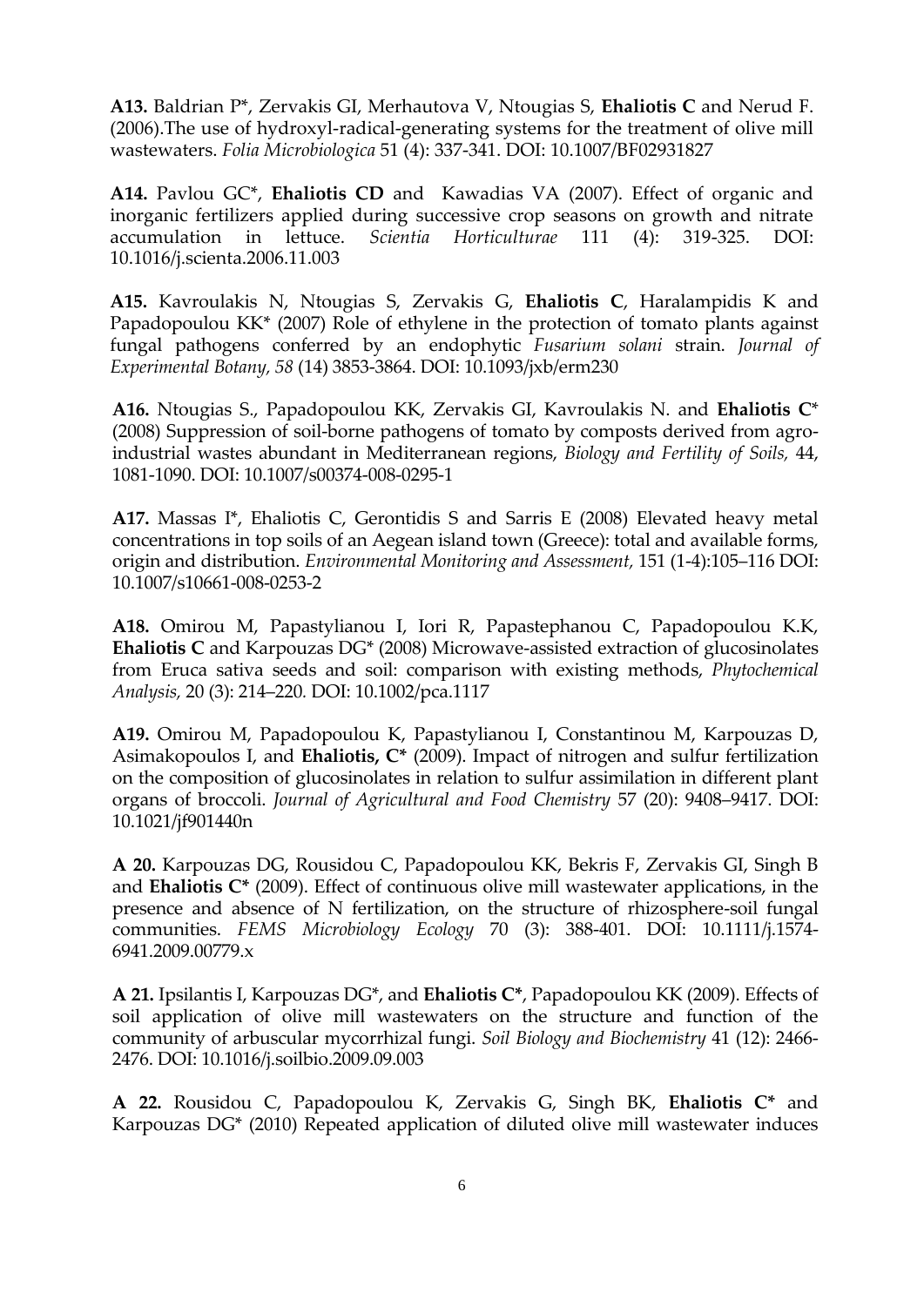**A13.** Baldrian P*, Zervakis GI, Merhautova V, Ntougias S, **Ehaliotis C** and Nerud F. (2006).The use of hydroxyl-radical-generating systems for the treatment of olive mill wastewaters. *Folia Microbiologica* 51 (4): 337-341. DOI: 10.1007/BF02931827

**A14.** Pavlou GC*, **Ehaliotis CD** and Kawadias VA (2007). Effect of organic and inorganic fertilizers applied during successive crop seasons on growth and nitrate accumulation in lettuce. *Scientia Horticulturae* 111 (4): 319-325. DOI: 10.1016/j.scienta.2006.11.003

**A15.** Kavroulakis N, Ntougias S, Zervakis G, **Ehaliotis C**, Haralampidis K and Papadopoulou KK* (2007) Role of ethylene in the protection of tomato plants against fungal pathogens conferred by an endophytic *Fusarium solani* strain. *Journal of Experimental Botany, 58* (14) 3853-3864. DOI: 10.1093/jxb/erm230

**A16.** Ntougias S., Papadopoulou KK, Zervakis GI, Kavroulakis N. and **Ehaliotis C*** (2008) Suppression of soil-borne pathogens of tomato by composts derived from agro-industrial wastes abundant in Mediterranean regions, *Biology and Fertility of Soils,* 44, 1081-1090. DOI: 10.1007/s00374-008-0295-1

**A17.** Massas I*, Ehaliotis C, Gerontidis S and Sarris E (2008) Elevated heavy metal concentrations in top soils of an Aegean island town (Greece): total and available forms, origin and distribution. *Environmental Monitoring and Assessment,* 151 (1-4):105–116 DOI: 10.1007/s10661-008-0253-2

**A18.** Omirou M, Papastylianou I, Iori R, Papastephanou C, Papadopoulou K.K, **Ehaliotis C** and Karpouzas DG* (2008) Microwave-assisted extraction of glucosinolates from Eruca sativa seeds and soil: comparison with existing methods, *Phytochemical Analysis,* 20 (3): 214–220. DOI: 10.1002/pca.1117

**A19.** Omirou M, Papadopoulou K, Papastylianou I, Constantinou M, Karpouzas D, Asimakopoulos I, and **Ehaliotis, C*** (2009). Impact of nitrogen and sulfur fertilization on the composition of glucosinolates in relation to sulfur assimilation in different plant organs of broccoli. *Journal of Agricultural and Food Chemistry* 57 (20): 9408–9417. DOI: 10.1021/jf901440n

**A 20.** Karpouzas DG, Rousidou C, Papadopoulou KK, Bekris F, Zervakis GI, Singh B and **Ehaliotis C*** (2009). Effect of continuous olive mill wastewater applications, in the presence and absence of N fertilization, on the structure of rhizosphere-soil fungal communities. *FEMS Microbiology Ecology* 70 (3): 388-401. DOI: 10.1111/j.1574-6941.2009.00779.x

**A 21.** Ipsilantis I, Karpouzas DG*, and **Ehaliotis C***, Papadopoulou KK (2009). Effects of soil application of olive mill wastewaters on the structure and function of the community of arbuscular mycorrhizal fungi. *Soil Biology and Biochemistry* 41 (12): 2466-2476. DOI: 10.1016/j.soilbio.2009.09.003

**A 22.** Rousidou C, Papadopoulou K, Zervakis G, Singh BK, **Ehaliotis C*** and Karpouzas DG* (2010) Repeated application of diluted olive mill wastewater induces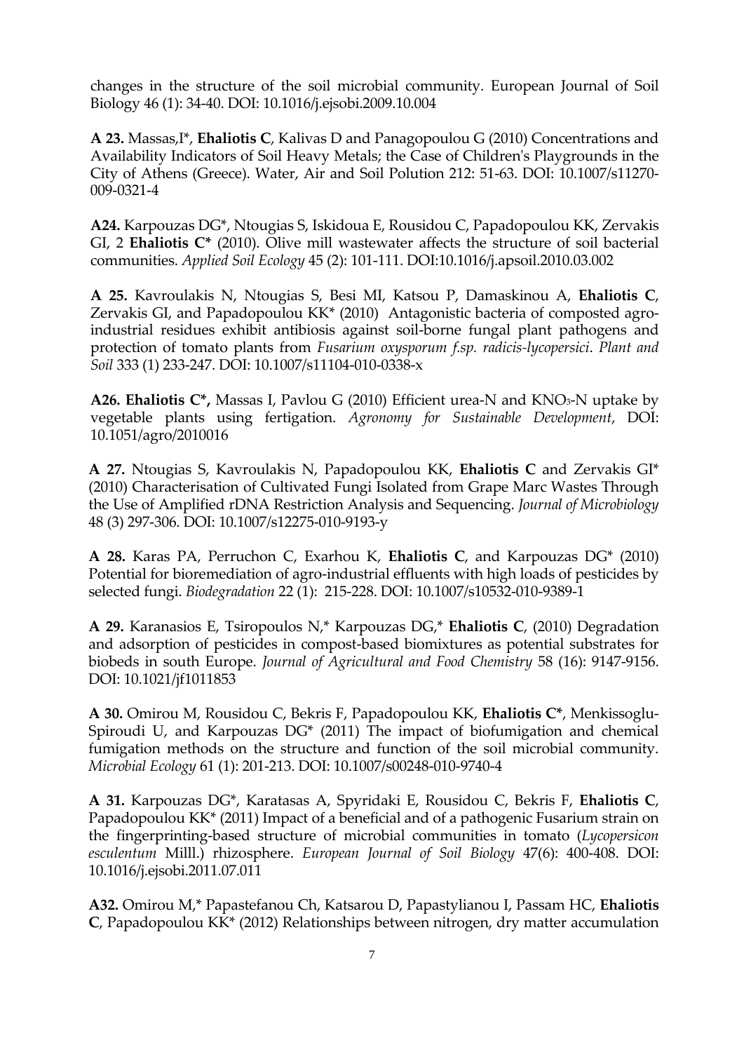changes in the structure of the soil microbial community. European Journal of Soil Biology 46 (1): 34-40. DOI: 10.1016/j.ejsobi.2009.10.004

**A 23.** Massas,I*, **Ehaliotis C**, Kalivas D and Panagopoulou G (2010) Concentrations and Availability Indicators of Soil Heavy Metals; the Case of Children's Playgrounds in the City of Athens (Greece). Water, Air and Soil Polution 212: 51-63. DOI: 10.1007/s11270-009-0321-4

**A24.** Karpouzas DG*, Ntougias S, Iskidoua E, Rousidou C, Papadopoulou KK, Zervakis GI, 2 **Ehaliotis C*** (2010). Olive mill wastewater affects the structure of soil bacterial communities. *Applied Soil Ecology* 45 (2): 101-111. DOI:10.1016/j.apsoil.2010.03.002

**A 25.** Kavroulakis N, Ntougias S, Besi MI, Katsou P, Damaskinou A, **Ehaliotis C**, Zervakis GI, and Papadopoulou KK* (2010) Antagonistic bacteria of composted agro-industrial residues exhibit antibiosis against soil-borne fungal plant pathogens and protection of tomato plants from *Fusarium oxysporum f.sp. radicis-lycopersici*. *Plant and Soil* 333 (1) 233-247. DOI: 10.1007/s11104-010-0338-x

**A26. Ehaliotis C*,** Massas I, Pavlou G (2010) Efficient urea-N and $KNO_3$-N uptake by vegetable plants using fertigation. *Agronomy for Sustainable Development*, DOI: 10.1051/agro/2010016

**A 27.** Ntougias S, Kavroulakis N, Papadopoulou KK, **Ehaliotis C** and Zervakis GI* (2010) Characterisation of Cultivated Fungi Isolated from Grape Marc Wastes Through the Use of Amplified rDNA Restriction Analysis and Sequencing. *Journal of Microbiology* 48 (3) 297-306. DOI: 10.1007/s12275-010-9193-y

**A 28.** Karas PA, Perruchon C, Exarhou K, **Ehaliotis C**, and Karpouzas DG* (2010) Potential for bioremediation of agro-industrial effluents with high loads of pesticides by selected fungi. *Biodegradation* 22 (1): 215-228. DOI: 10.1007/s10532-010-9389-1

**A 29.** Karanasios E, Tsiropoulos N,* Karpouzas DG,* **Ehaliotis C**, (2010) Degradation and adsorption of pesticides in compost-based biomixtures as potential substrates for biobeds in south Europe. *Journal of Agricultural and Food Chemistry* 58 (16): 9147-9156. DOI: 10.1021/jf1011853

**A 30.** Omirou M, Rousidou C, Bekris F, Papadopoulou KK, **Ehaliotis C***, Menkissoglu-Spiroudi U, and Karpouzas DG* (2011) The impact of biofumigation and chemical fumigation methods on the structure and function of the soil microbial community. *Microbial Ecology* 61 (1): 201-213. DOI: 10.1007/s00248-010-9740-4

**A 31.** Karpouzas DG*, Karatasas A, Spyridaki E, Rousidou C, Bekris F, **Ehaliotis C**, Papadopoulou KK* (2011) Impact of a beneficial and of a pathogenic Fusarium strain on the fingerprinting-based structure of microbial communities in tomato (*Lycopersicon esculentum* Milll.) rhizosphere. *European Journal of Soil Biology* 47(6): 400-408. DOI: 10.1016/j.ejsobi.2011.07.011

**A32.** Omirou M,* Papastefanou Ch, Katsarou D, Papastylianou I, Passam HC, **Ehaliotis C**, Papadopoulou KK* (2012) Relationships between nitrogen, dry matter accumulation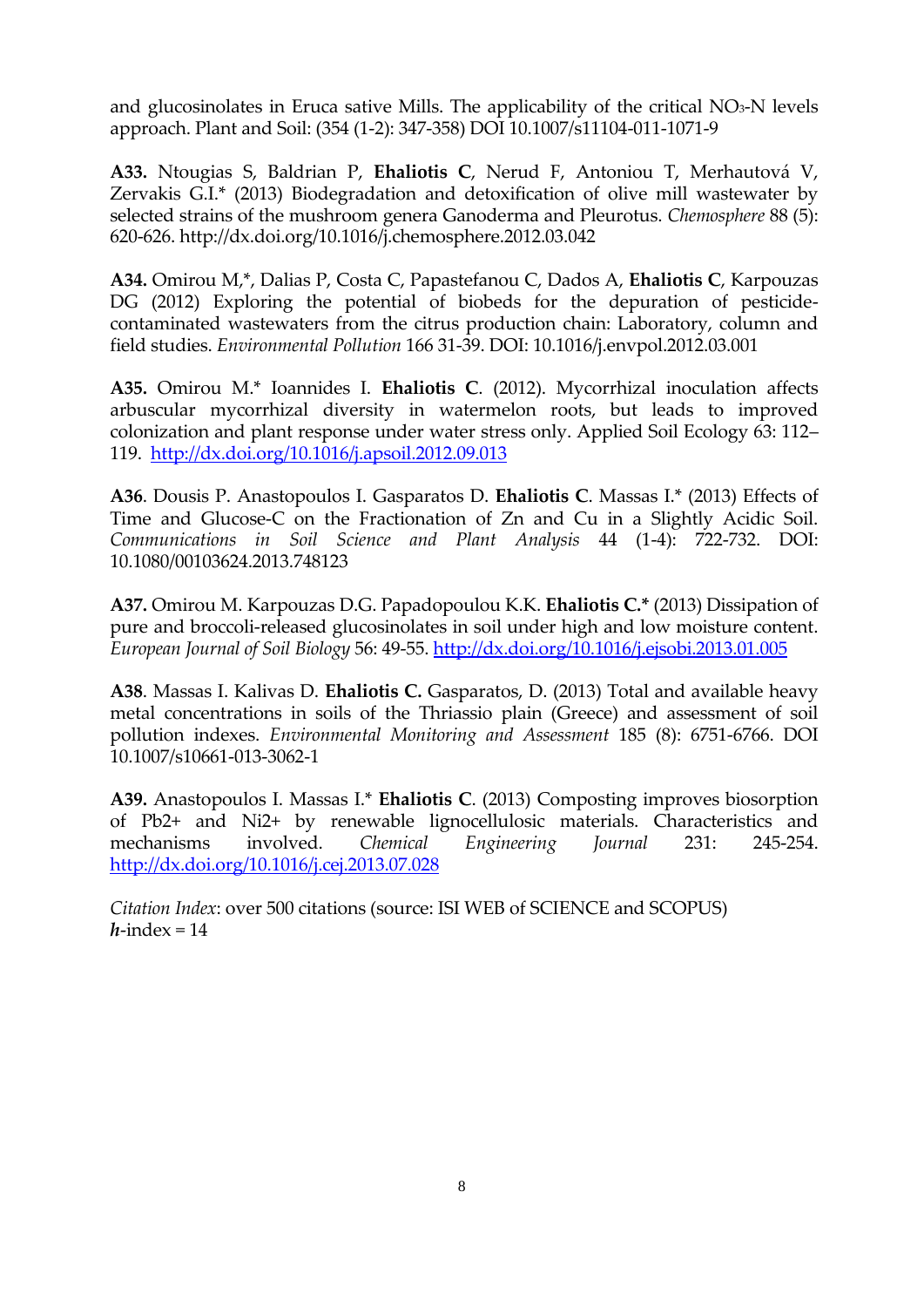and glucosinolates in Eruca sative Mills. The applicability of the critical $NO_3$-N levels approach. Plant and Soil: (354 (1-2): 347-358) DOI 10.1007/s11104-011-1071-9

**A33.** Ntougias S, Baldrian P, **Ehaliotis C**, Nerud F, Antoniou T, Merhautová V, Zervakis G.I.* (2013) Biodegradation and detoxification of olive mill wastewater by selected strains of the mushroom genera Ganoderma and Pleurotus. *Chemosphere* 88 (5): 620-626. http://dx.doi.org/10.1016/j.chemosphere.2012.03.042

**A34.** Omirou M,*, Dalias P, Costa C, Papastefanou C, Dados A, **Ehaliotis C**, Karpouzas DG (2012) Exploring the potential of biobeds for the depuration of pesticide-contaminated wastewaters from the citrus production chain: Laboratory, column and field studies. *Environmental Pollution* 166 31-39. DOI: 10.1016/j.envpol.2012.03.001

**A35.** Omirou M.* Ioannides I. **Ehaliotis C**. (2012). Mycorrhizal inoculation affects arbuscular mycorrhizal diversity in watermelon roots, but leads to improved colonization and plant response under water stress only. Applied Soil Ecology 63: 112–119. http://dx.doi.org/10.1016/j.apsoil.2012.09.013

**A36**. Dousis P. Anastopoulos I. Gasparatos D. **Ehaliotis C**. Massas I.* (2013) Effects of Time and Glucose-C on the Fractionation of Zn and Cu in a Slightly Acidic Soil. *Communications in Soil Science and Plant Analysis* 44 (1-4): 722-732. DOI: 10.1080/00103624.2013.748123

**A37.** Omirou M. Karpouzas D.G. Papadopoulou K.K. **Ehaliotis C.*** (2013) Dissipation of pure and broccoli-released glucosinolates in soil under high and low moisture content. *European Journal of Soil Biology* 56: 49-55. http://dx.doi.org/10.1016/j.ejsobi.2013.01.005

**A38**. Massas I. Kalivas D. **Ehaliotis C.** Gasparatos, D. (2013) Total and available heavy metal concentrations in soils of the Thriassio plain (Greece) and assessment of soil pollution indexes. *Environmental Monitoring and Assessment* 185 (8): 6751-6766. DOI 10.1007/s10661-013-3062-1

**A39.** Anastopoulos I. Massas I.* **Ehaliotis C**. (2013) Composting improves biosorption of $Pb^{2+}$ and $Ni^{2+}$ by renewable lignocellulosic materials. Characteristics and mechanisms involved. *Chemical Engineering Journal* 231: 245-254. http://dx.doi.org/10.1016/j.cej.2013.07.028

*Citation Index*: over 500 citations (source: ISI WEB of SCIENCE and SCOPUS)
***h***-index = 14